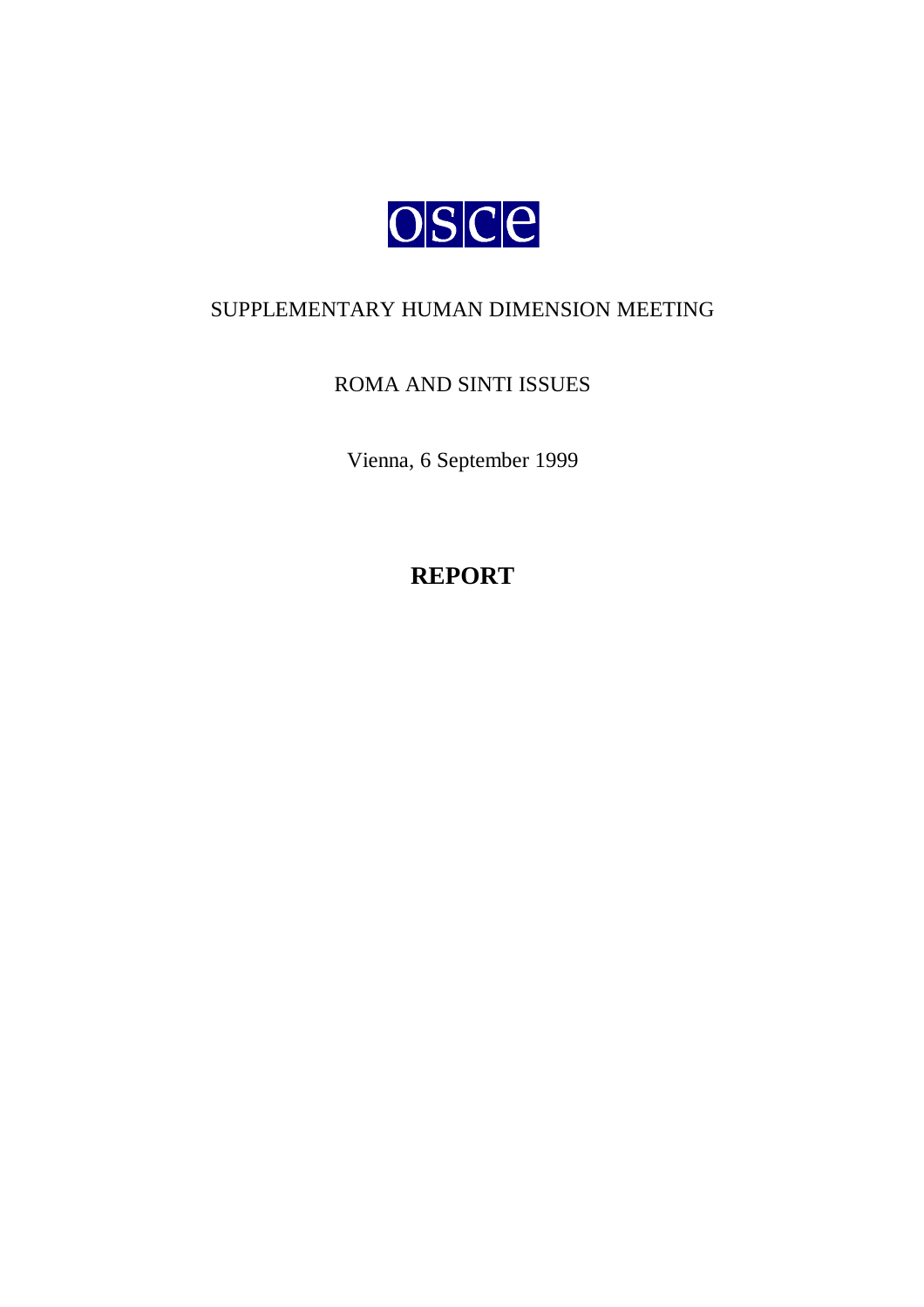OSCE

SUPPLEMENTARY HUMAN DIMENSION MEETING

ROMA AND SINTI ISSUES

Vienna, 6 September 1999

# REPORT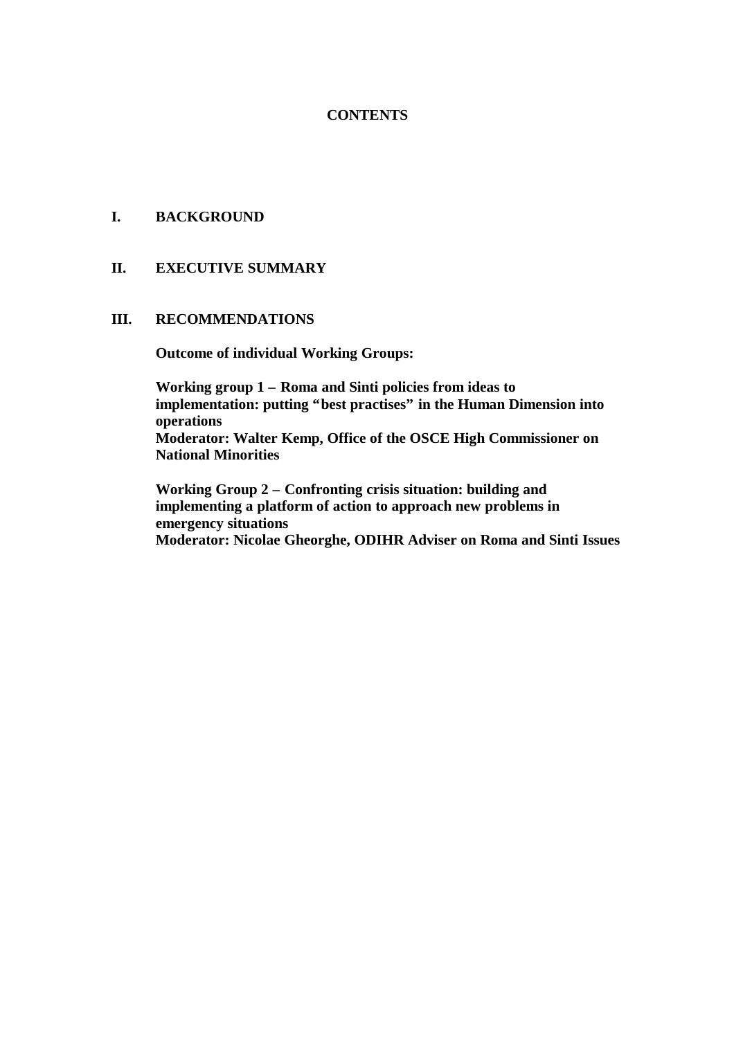# CONTENTS

**I. BACKGROUND**

**II. EXECUTIVE SUMMARY**

**III. RECOMMENDATIONS**

**Outcome of individual Working Groups:**

**Working group 1 – Roma and Sinti policies from ideas to implementation: putting "best practises" in the Human Dimension into operations**
**Moderator: Walter Kemp, Office of the OSCE High Commissioner on National Minorities**

**Working Group 2 – Confronting crisis situation: building and implementing a platform of action to approach new problems in emergency situations**
**Moderator: Nicolae Gheorghe, ODIHR Adviser on Roma and Sinti Issues**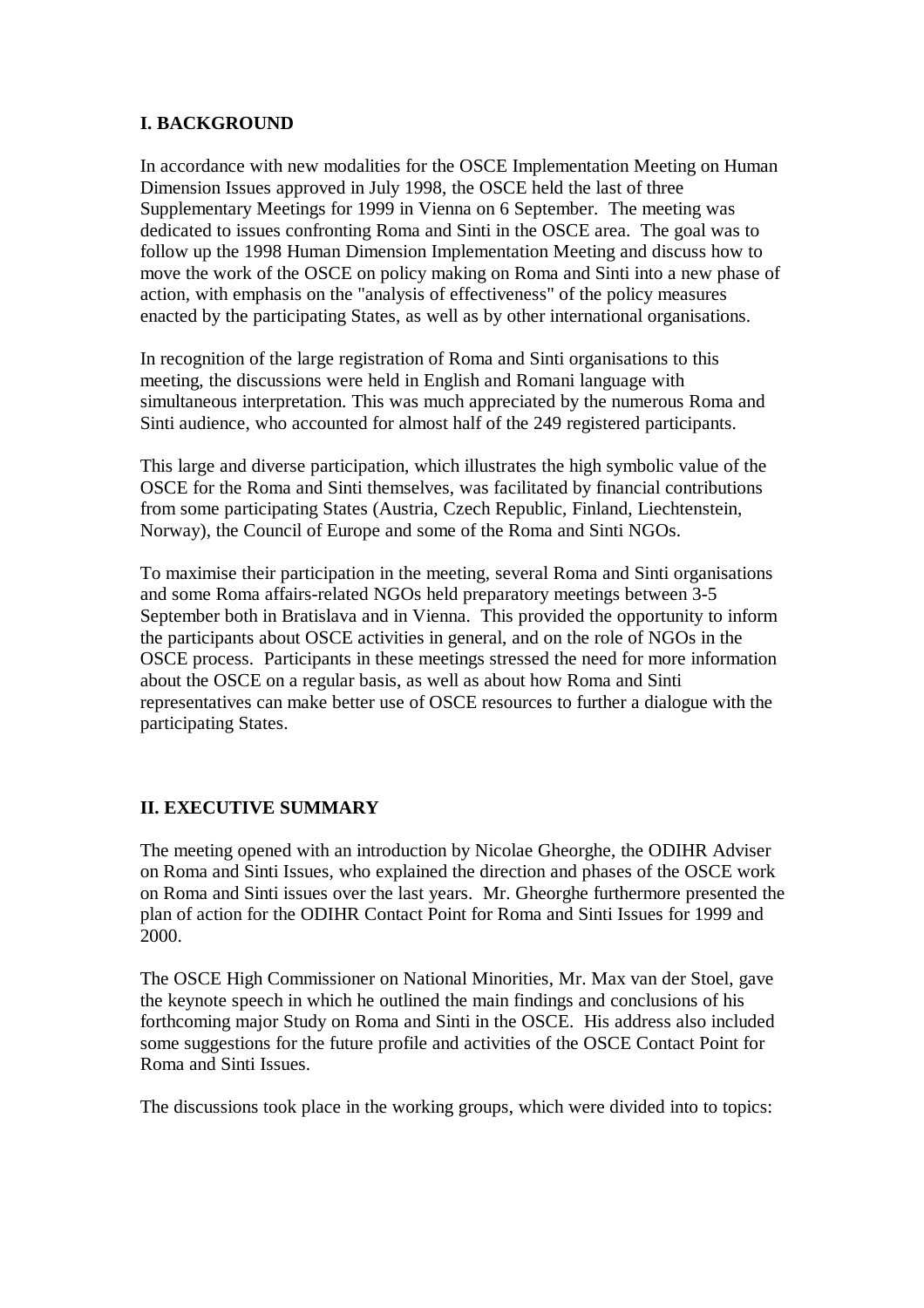## I. BACKGROUND

In accordance with new modalities for the OSCE Implementation Meeting on Human Dimension Issues approved in July 1998, the OSCE held the last of three Supplementary Meetings for 1999 in Vienna on 6 September. The meeting was dedicated to issues confronting Roma and Sinti in the OSCE area. The goal was to follow up the 1998 Human Dimension Implementation Meeting and discuss how to move the work of the OSCE on policy making on Roma and Sinti into a new phase of action, with emphasis on the "analysis of effectiveness" of the policy measures enacted by the participating States, as well as by other international organisations.

In recognition of the large registration of Roma and Sinti organisations to this meeting, the discussions were held in English and Romani language with simultaneous interpretation. This was much appreciated by the numerous Roma and Sinti audience, who accounted for almost half of the 249 registered participants.

This large and diverse participation, which illustrates the high symbolic value of the OSCE for the Roma and Sinti themselves, was facilitated by financial contributions from some participating States (Austria, Czech Republic, Finland, Liechtenstein, Norway), the Council of Europe and some of the Roma and Sinti NGOs.

To maximise their participation in the meeting, several Roma and Sinti organisations and some Roma affairs-related NGOs held preparatory meetings between 3-5 September both in Bratislava and in Vienna. This provided the opportunity to inform the participants about OSCE activities in general, and on the role of NGOs in the OSCE process. Participants in these meetings stressed the need for more information about the OSCE on a regular basis, as well as about how Roma and Sinti representatives can make better use of OSCE resources to further a dialogue with the participating States.

## II. EXECUTIVE SUMMARY

The meeting opened with an introduction by Nicolae Gheorghe, the ODIHR Adviser on Roma and Sinti Issues, who explained the direction and phases of the OSCE work on Roma and Sinti issues over the last years. Mr. Gheorghe furthermore presented the plan of action for the ODIHR Contact Point for Roma and Sinti Issues for 1999 and 2000.

The OSCE High Commissioner on National Minorities, Mr. Max van der Stoel, gave the keynote speech in which he outlined the main findings and conclusions of his forthcoming major Study on Roma and Sinti in the OSCE. His address also included some suggestions for the future profile and activities of the OSCE Contact Point for Roma and Sinti Issues.

The discussions took place in the working groups, which were divided into to topics: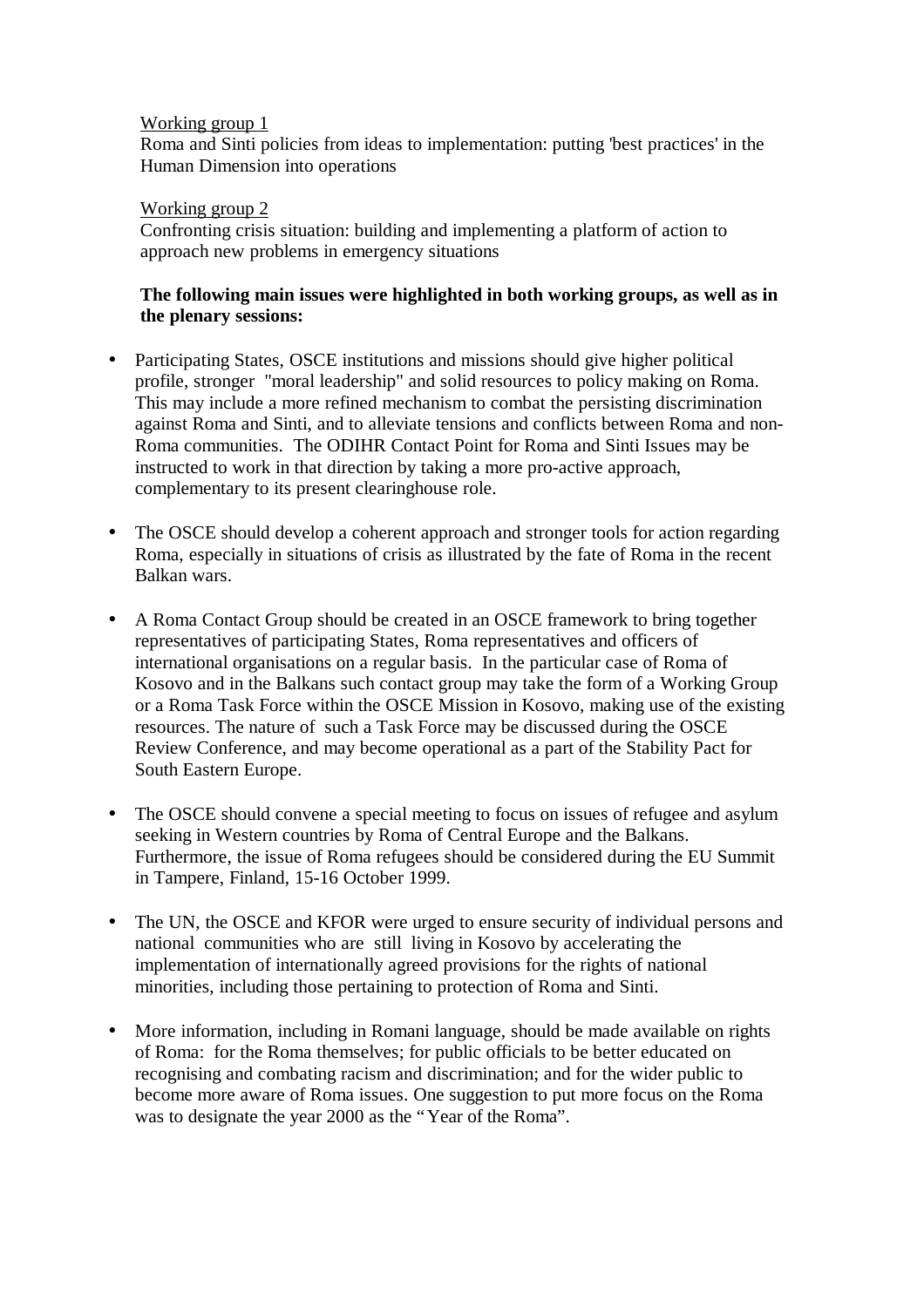Working group 1
Roma and Sinti policies from ideas to implementation: putting 'best practices' in the Human Dimension into operations

Working group 2
Confronting crisis situation: building and implementing a platform of action to approach new problems in emergency situations

**The following main issues were highlighted in both working groups, as well as in the plenary sessions:**

- Participating States, OSCE institutions and missions should give higher political profile, stronger "moral leadership" and solid resources to policy making on Roma. This may include a more refined mechanism to combat the persisting discrimination against Roma and Sinti, and to alleviate tensions and conflicts between Roma and non-Roma communities. The ODIHR Contact Point for Roma and Sinti Issues may be instructed to work in that direction by taking a more pro-active approach, complementary to its present clearinghouse role.

- The OSCE should develop a coherent approach and stronger tools for action regarding Roma, especially in situations of crisis as illustrated by the fate of Roma in the recent Balkan wars.

- A Roma Contact Group should be created in an OSCE framework to bring together representatives of participating States, Roma representatives and officers of international organisations on a regular basis. In the particular case of Roma of Kosovo and in the Balkans such contact group may take the form of a Working Group or a Roma Task Force within the OSCE Mission in Kosovo, making use of the existing resources. The nature of such a Task Force may be discussed during the OSCE Review Conference, and may become operational as a part of the Stability Pact for South Eastern Europe.

- The OSCE should convene a special meeting to focus on issues of refugee and asylum seeking in Western countries by Roma of Central Europe and the Balkans. Furthermore, the issue of Roma refugees should be considered during the EU Summit in Tampere, Finland, 15-16 October 1999.

- The UN, the OSCE and KFOR were urged to ensure security of individual persons and national communities who are still living in Kosovo by accelerating the implementation of internationally agreed provisions for the rights of national minorities, including those pertaining to protection of Roma and Sinti.

- More information, including in Romani language, should be made available on rights of Roma: for the Roma themselves; for public officials to be better educated on recognising and combating racism and discrimination; and for the wider public to become more aware of Roma issues. One suggestion to put more focus on the Roma was to designate the year 2000 as the "Year of the Roma".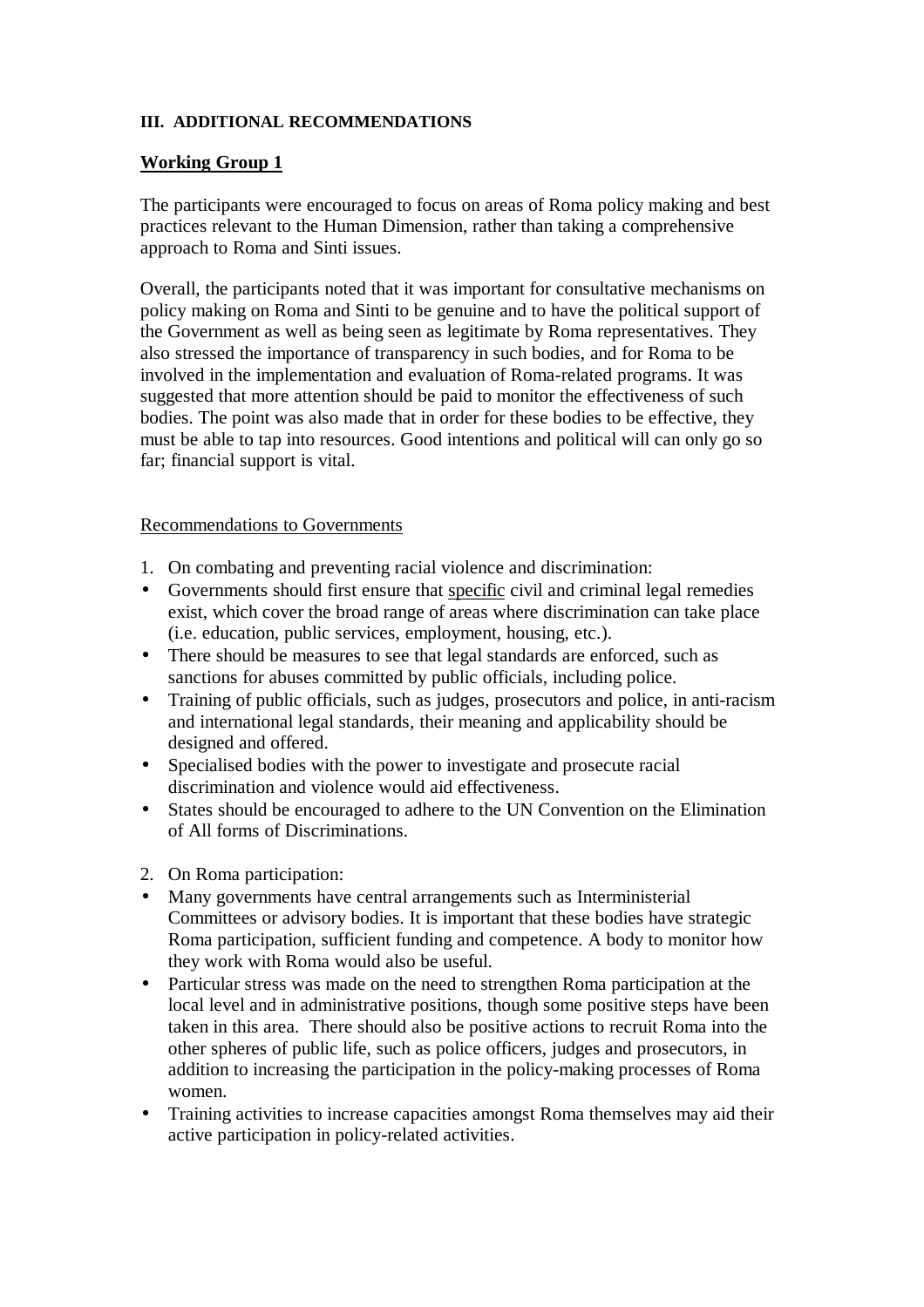## III. ADDITIONAL RECOMMENDATIONS

### Working Group 1

The participants were encouraged to focus on areas of Roma policy making and best practices relevant to the Human Dimension, rather than taking a comprehensive approach to Roma and Sinti issues.

Overall, the participants noted that it was important for consultative mechanisms on policy making on Roma and Sinti to be genuine and to have the political support of the Government as well as being seen as legitimate by Roma representatives. They also stressed the importance of transparency in such bodies, and for Roma to be involved in the implementation and evaluation of Roma-related programs. It was suggested that more attention should be paid to monitor the effectiveness of such bodies. The point was also made that in order for these bodies to be effective, they must be able to tap into resources. Good intentions and political will can only go so far; financial support is vital.

Recommendations to Governments

1. On combating and preventing racial violence and discrimination:

- Governments should first ensure that specific civil and criminal legal remedies exist, which cover the broad range of areas where discrimination can take place (i.e. education, public services, employment, housing, etc.).
- There should be measures to see that legal standards are enforced, such as sanctions for abuses committed by public officials, including police.
- Training of public officials, such as judges, prosecutors and police, in anti-racism and international legal standards, their meaning and applicability should be designed and offered.
- Specialised bodies with the power to investigate and prosecute racial discrimination and violence would aid effectiveness.
- States should be encouraged to adhere to the UN Convention on the Elimination of All forms of Discriminations.

2. On Roma participation:

- Many governments have central arrangements such as Interministerial Committees or advisory bodies. It is important that these bodies have strategic Roma participation, sufficient funding and competence. A body to monitor how they work with Roma would also be useful.
- Particular stress was made on the need to strengthen Roma participation at the local level and in administrative positions, though some positive steps have been taken in this area. There should also be positive actions to recruit Roma into the other spheres of public life, such as police officers, judges and prosecutors, in addition to increasing the participation in the policy-making processes of Roma women.
- Training activities to increase capacities amongst Roma themselves may aid their active participation in policy-related activities.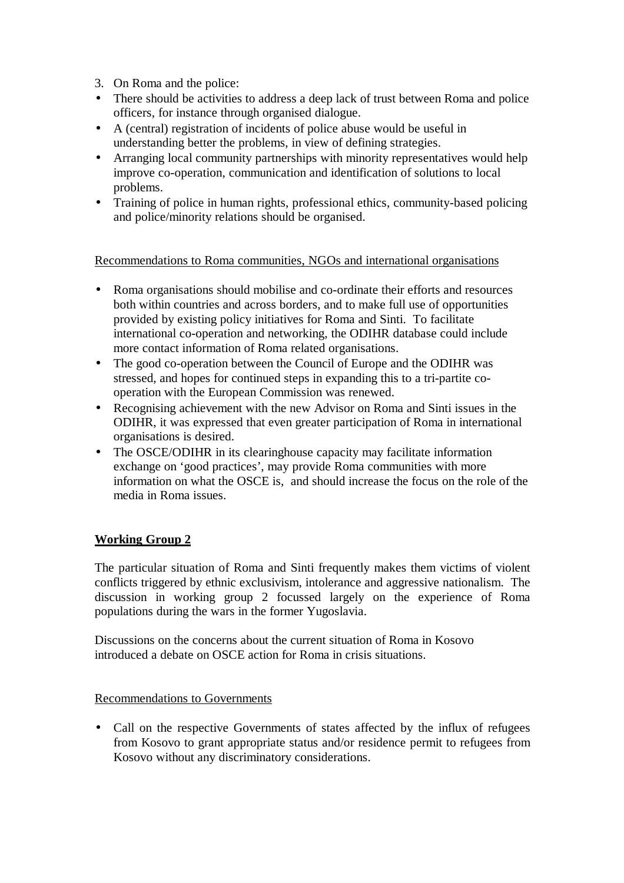3. On Roma and the police:

- There should be activities to address a deep lack of trust between Roma and police officers, for instance through organised dialogue.
- A (central) registration of incidents of police abuse would be useful in understanding better the problems, in view of defining strategies.
- Arranging local community partnerships with minority representatives would help improve co-operation, communication and identification of solutions to local problems.
- Training of police in human rights, professional ethics, community-based policing and police/minority relations should be organised.

Recommendations to Roma communities, NGOs and international organisations

- Roma organisations should mobilise and co-ordinate their efforts and resources both within countries and across borders, and to make full use of opportunities provided by existing policy initiatives for Roma and Sinti. To facilitate international co-operation and networking, the ODIHR database could include more contact information of Roma related organisations.
- The good co-operation between the Council of Europe and the ODIHR was stressed, and hopes for continued steps in expanding this to a tri-partite co-operation with the European Commission was renewed.
- Recognising achievement with the new Advisor on Roma and Sinti issues in the ODIHR, it was expressed that even greater participation of Roma in international organisations is desired.
- The OSCE/ODIHR in its clearinghouse capacity may facilitate information exchange on 'good practices', may provide Roma communities with more information on what the OSCE is, and should increase the focus on the role of the media in Roma issues.

**Working Group 2**

The particular situation of Roma and Sinti frequently makes them victims of violent conflicts triggered by ethnic exclusivism, intolerance and aggressive nationalism. The discussion in working group 2 focussed largely on the experience of Roma populations during the wars in the former Yugoslavia.

Discussions on the concerns about the current situation of Roma in Kosovo introduced a debate on OSCE action for Roma in crisis situations.

Recommendations to Governments

- Call on the respective Governments of states affected by the influx of refugees from Kosovo to grant appropriate status and/or residence permit to refugees from Kosovo without any discriminatory considerations.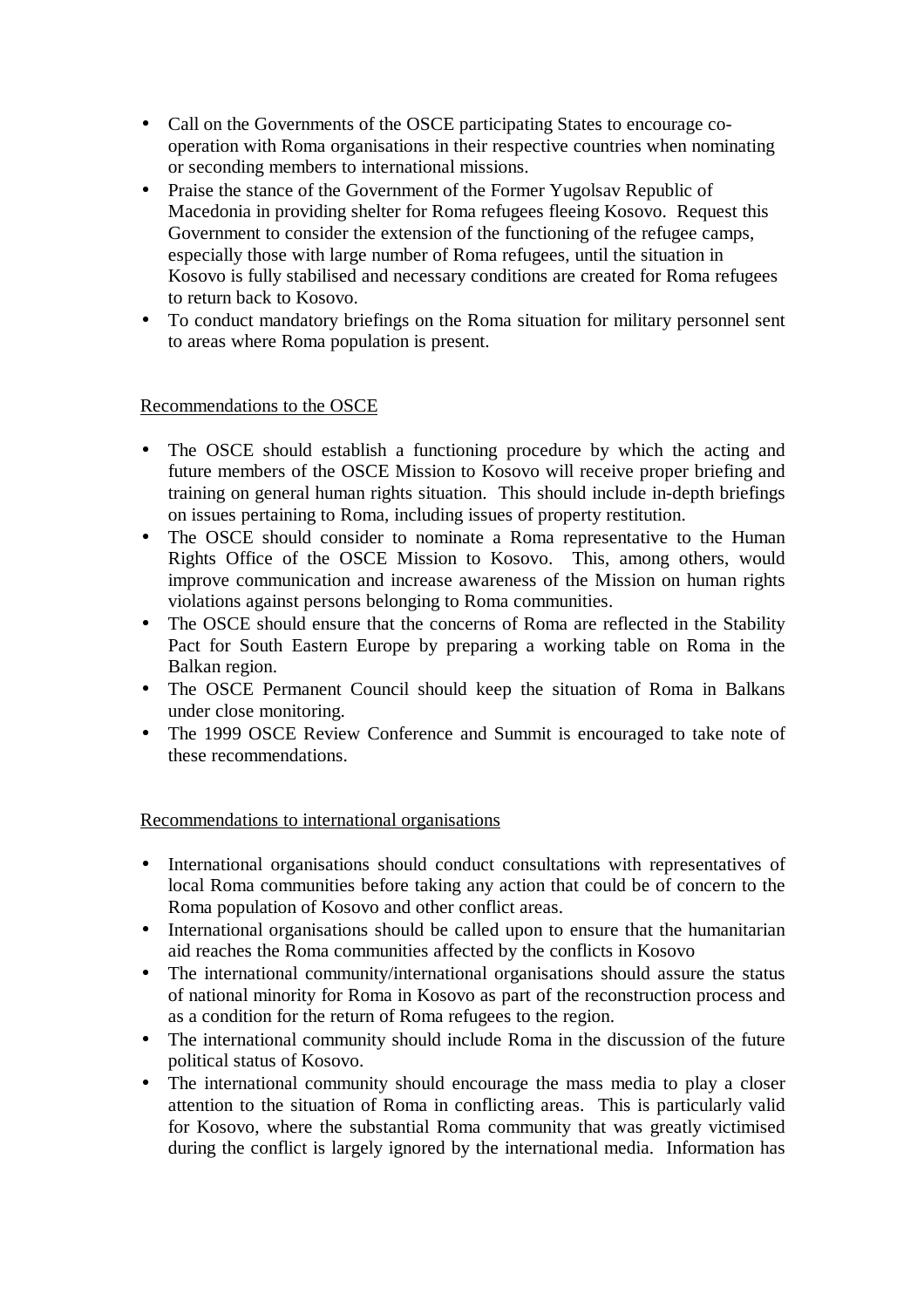- Call on the Governments of the OSCE participating States to encourage co-operation with Roma organisations in their respective countries when nominating or seconding members to international missions.
- Praise the stance of the Government of the Former Yugolsav Republic of Macedonia in providing shelter for Roma refugees fleeing Kosovo. Request this Government to consider the extension of the functioning of the refugee camps, especially those with large number of Roma refugees, until the situation in Kosovo is fully stabilised and necessary conditions are created for Roma refugees to return back to Kosovo.
- To conduct mandatory briefings on the Roma situation for military personnel sent to areas where Roma population is present.

Recommendations to the OSCE

- The OSCE should establish a functioning procedure by which the acting and future members of the OSCE Mission to Kosovo will receive proper briefing and training on general human rights situation. This should include in-depth briefings on issues pertaining to Roma, including issues of property restitution.
- The OSCE should consider to nominate a Roma representative to the Human Rights Office of the OSCE Mission to Kosovo. This, among others, would improve communication and increase awareness of the Mission on human rights violations against persons belonging to Roma communities.
- The OSCE should ensure that the concerns of Roma are reflected in the Stability Pact for South Eastern Europe by preparing a working table on Roma in the Balkan region.
- The OSCE Permanent Council should keep the situation of Roma in Balkans under close monitoring.
- The 1999 OSCE Review Conference and Summit is encouraged to take note of these recommendations.

Recommendations to international organisations

- International organisations should conduct consultations with representatives of local Roma communities before taking any action that could be of concern to the Roma population of Kosovo and other conflict areas.
- International organisations should be called upon to ensure that the humanitarian aid reaches the Roma communities affected by the conflicts in Kosovo
- The international community/international organisations should assure the status of national minority for Roma in Kosovo as part of the reconstruction process and as a condition for the return of Roma refugees to the region.
- The international community should include Roma in the discussion of the future political status of Kosovo.
- The international community should encourage the mass media to play a closer attention to the situation of Roma in conflicting areas. This is particularly valid for Kosovo, where the substantial Roma community that was greatly victimised during the conflict is largely ignored by the international media. Information has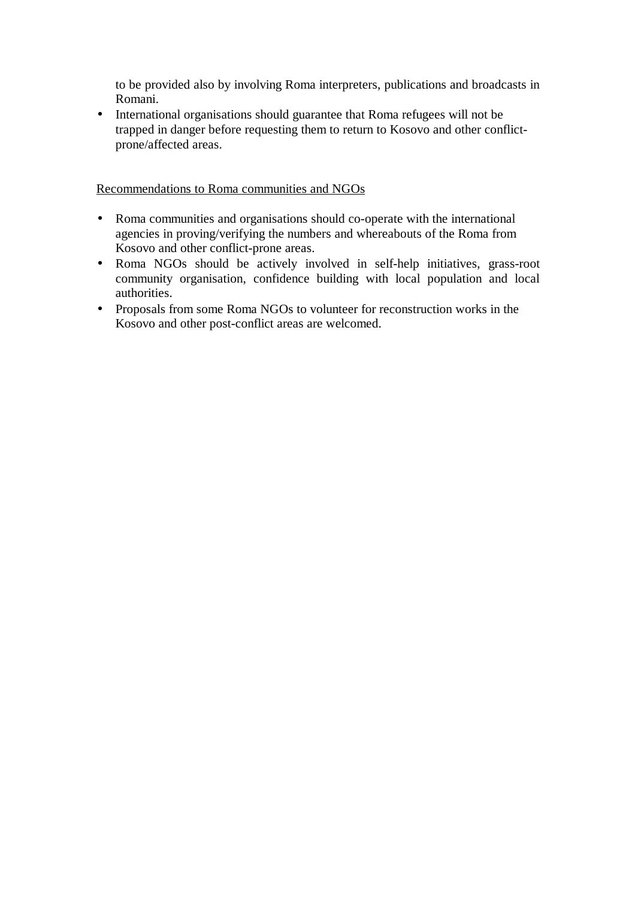to be provided also by involving Roma interpreters, publications and broadcasts in Romani.

- International organisations should guarantee that Roma refugees will not be trapped in danger before requesting them to return to Kosovo and other conflict-prone/affected areas.

<u>Recommendations to Roma communities and NGOs</u>

- Roma communities and organisations should co-operate with the international agencies in proving/verifying the numbers and whereabouts of the Roma from Kosovo and other conflict-prone areas.
- Roma NGOs should be actively involved in self-help initiatives, grass-root community organisation, confidence building with local population and local authorities.
- Proposals from some Roma NGOs to volunteer for reconstruction works in the Kosovo and other post-conflict areas are welcomed.